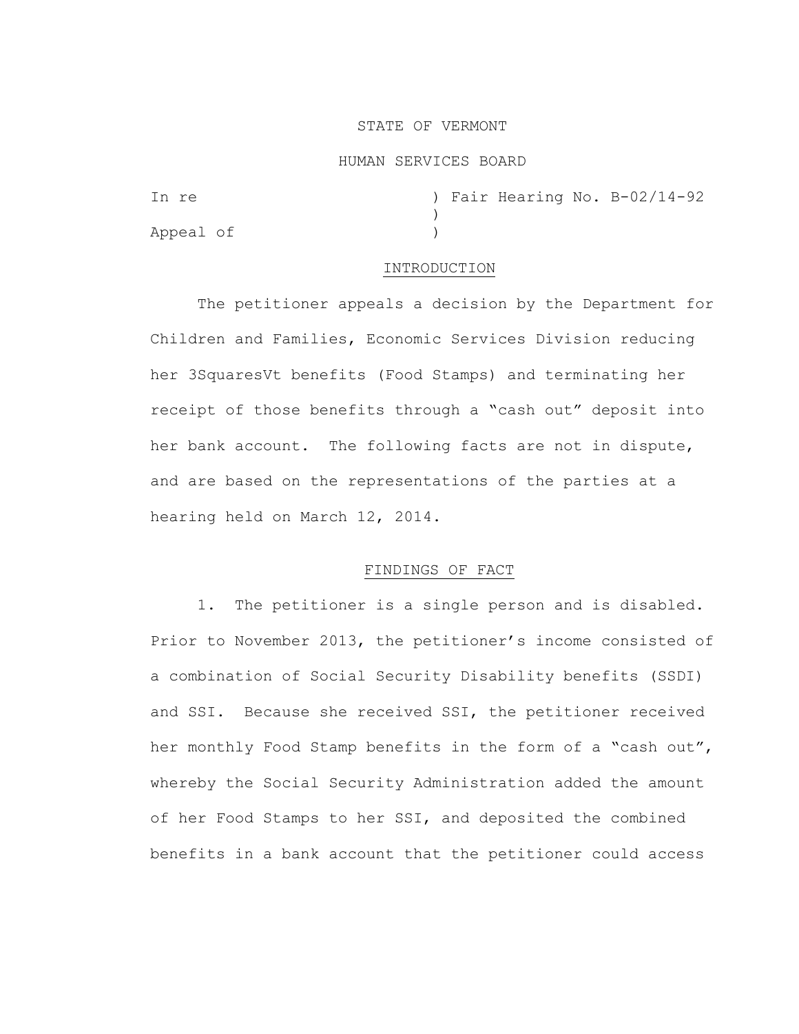STATE OF VERMONT

HUMAN SERVICES BOARD

In re ) Fair Hearing No. B-02/14-92
)
Appeal of )

## INTRODUCTION

The petitioner appeals a decision by the Department for Children and Families, Economic Services Division reducing her 3SquaresVt benefits (Food Stamps) and terminating her receipt of those benefits through a "cash out" deposit into her bank account. The following facts are not in dispute, and are based on the representations of the parties at a hearing held on March 12, 2014.

## FINDINGS OF FACT

1. The petitioner is a single person and is disabled. Prior to November 2013, the petitioner's income consisted of a combination of Social Security Disability benefits (SSDI) and SSI. Because she received SSI, the petitioner received her monthly Food Stamp benefits in the form of a "cash out", whereby the Social Security Administration added the amount of her Food Stamps to her SSI, and deposited the combined benefits in a bank account that the petitioner could access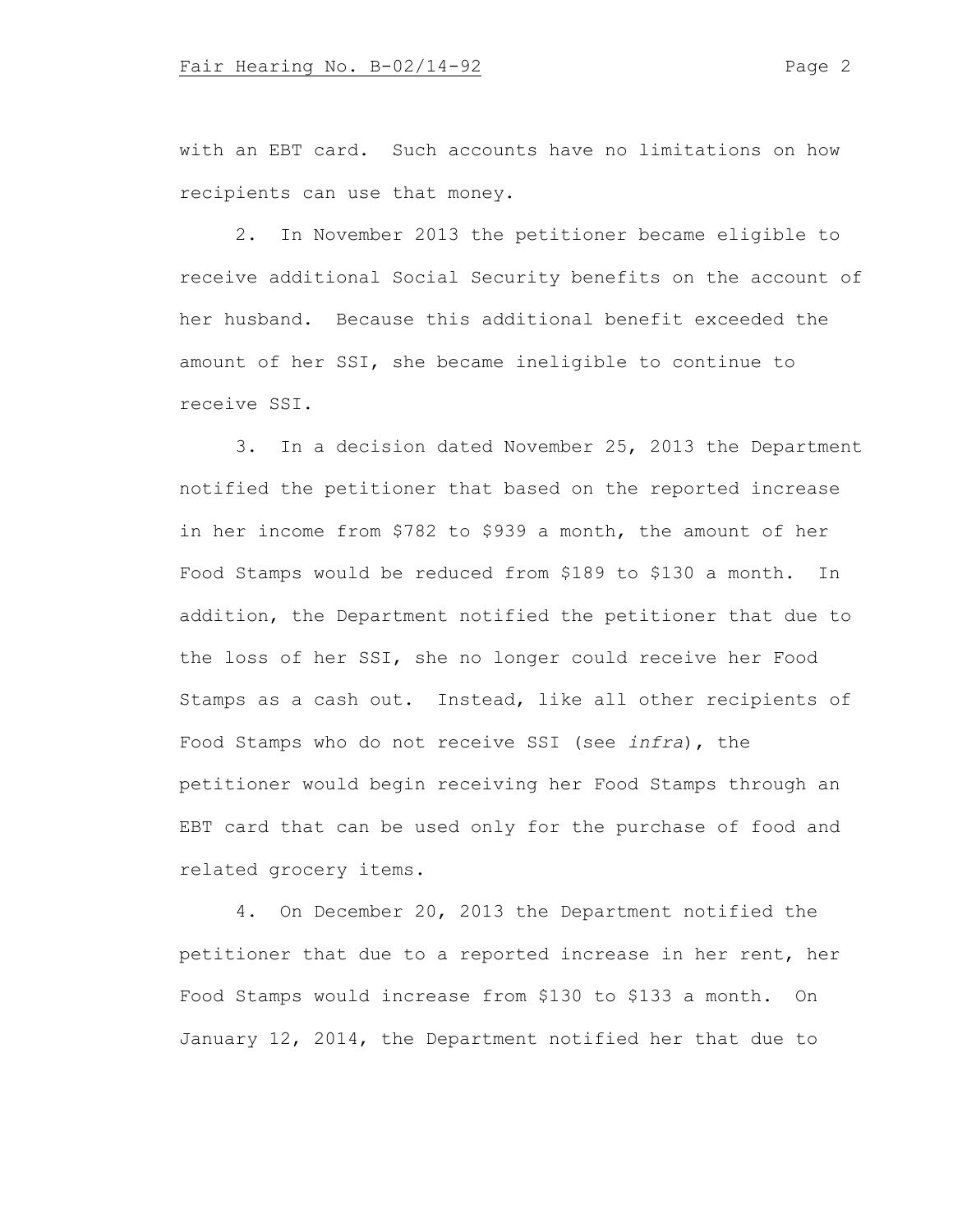with an EBT card. Such accounts have no limitations on how recipients can use that money.

2. In November 2013 the petitioner became eligible to receive additional Social Security benefits on the account of her husband. Because this additional benefit exceeded the amount of her SSI, she became ineligible to continue to receive SSI.

3. In a decision dated November 25, 2013 the Department notified the petitioner that based on the reported increase in her income from $782 to $939 a month, the amount of her Food Stamps would be reduced from $189 to $130 a month. In addition, the Department notified the petitioner that due to the loss of her SSI, she no longer could receive her Food Stamps as a cash out. Instead, like all other recipients of Food Stamps who do not receive SSI (see *infra*), the petitioner would begin receiving her Food Stamps through an EBT card that can be used only for the purchase of food and related grocery items.

4. On December 20, 2013 the Department notified the petitioner that due to a reported increase in her rent, her Food Stamps would increase from $130 to $133 a month. On January 12, 2014, the Department notified her that due to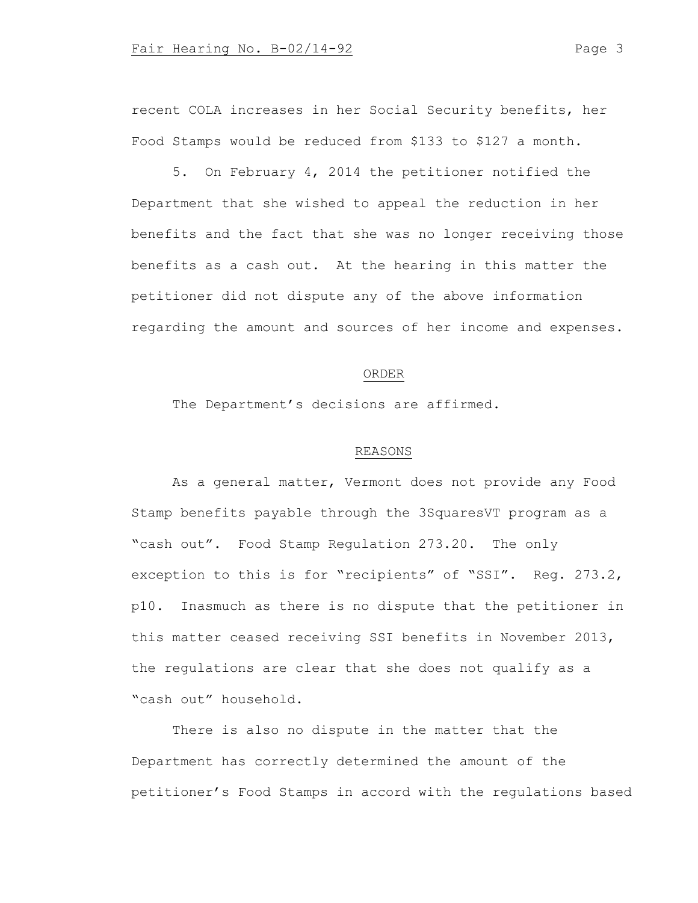recent COLA increases in her Social Security benefits, her Food Stamps would be reduced from $133 to $127 a month.

5. On February 4, 2014 the petitioner notified the Department that she wished to appeal the reduction in her benefits and the fact that she was no longer receiving those benefits as a cash out. At the hearing in this matter the petitioner did not dispute any of the above information regarding the amount and sources of her income and expenses.

## ORDER

The Department's decisions are affirmed.

## REASONS

As a general matter, Vermont does not provide any Food Stamp benefits payable through the 3SquaresVT program as a "cash out". Food Stamp Regulation 273.20. The only exception to this is for "recipients" of "SSI". Reg. 273.2, p10. Inasmuch as there is no dispute that the petitioner in this matter ceased receiving SSI benefits in November 2013, the regulations are clear that she does not qualify as a "cash out" household.

There is also no dispute in the matter that the Department has correctly determined the amount of the petitioner's Food Stamps in accord with the regulations based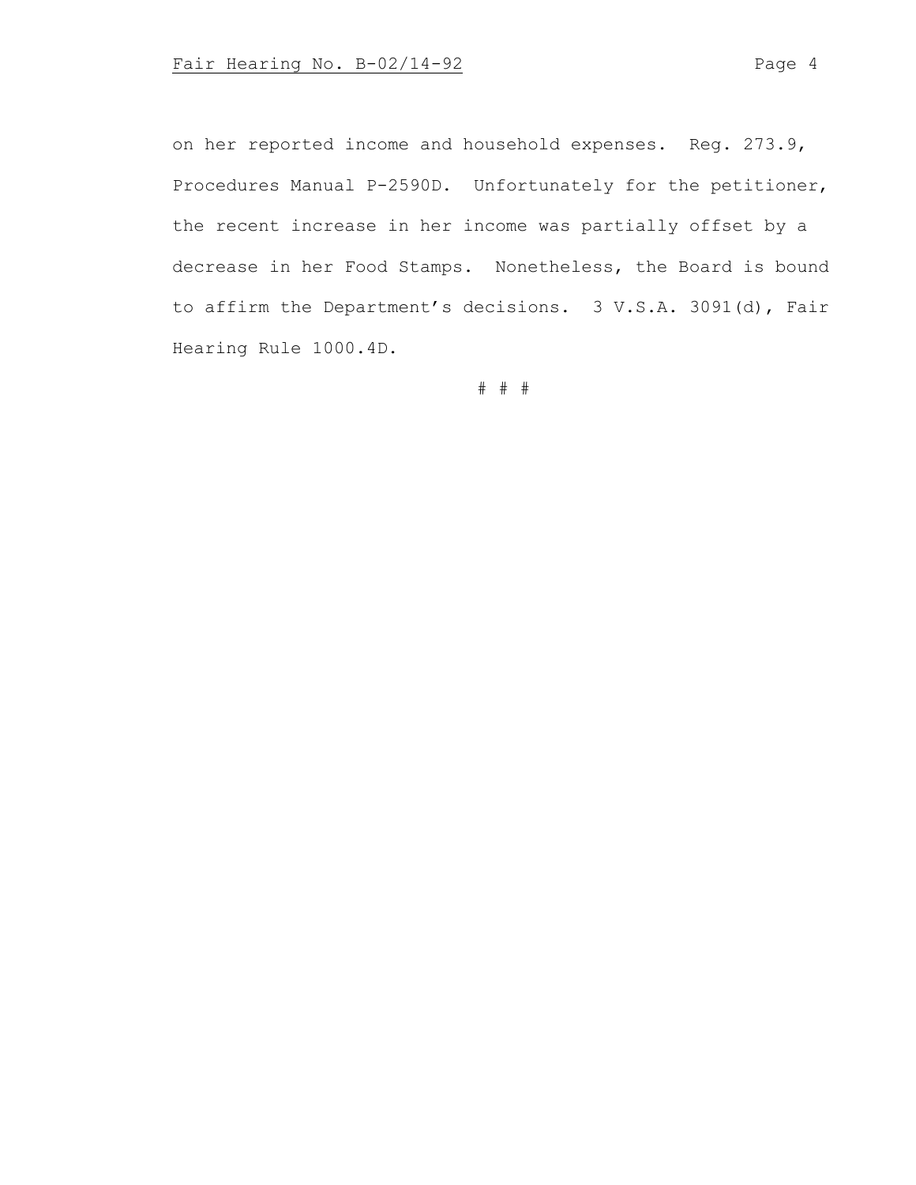on her reported income and household expenses. Reg. 273.9, Procedures Manual P-2590D. Unfortunately for the petitioner, the recent increase in her income was partially offset by a decrease in her Food Stamps. Nonetheless, the Board is bound to affirm the Department's decisions. 3 V.S.A. 3091(d), Fair Hearing Rule 1000.4D.

# # #